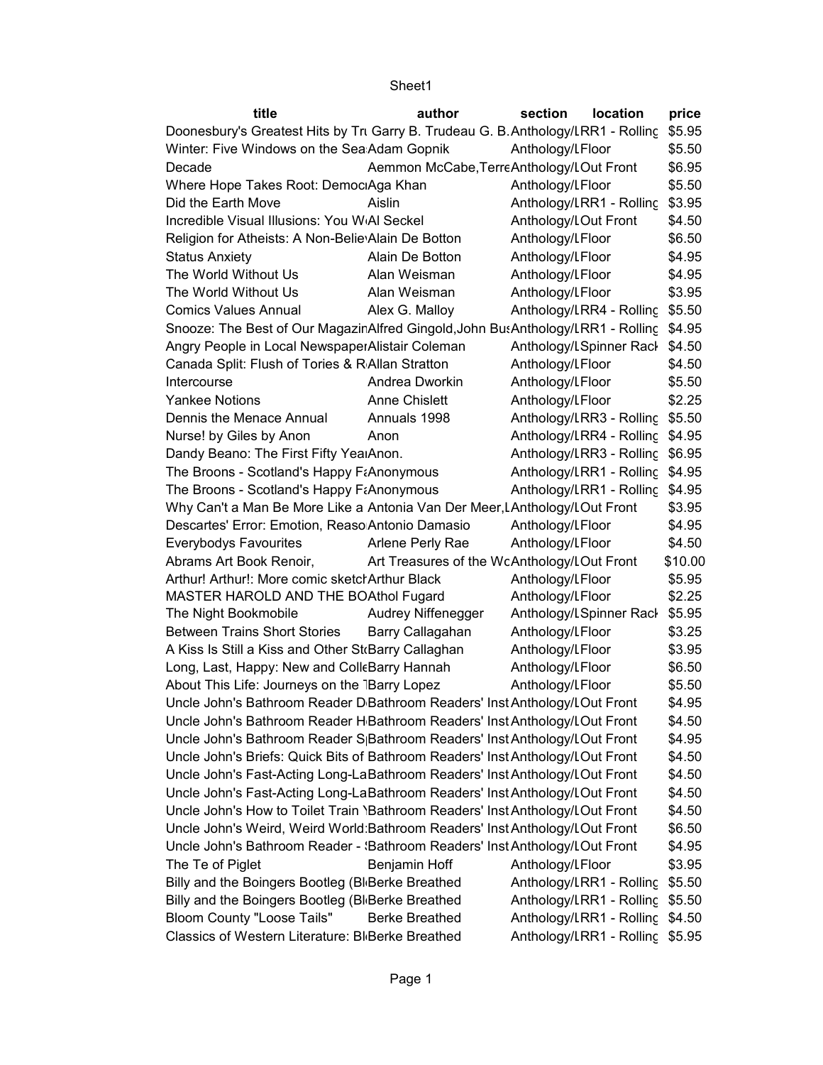| title | author | section | location | price |
|---|---|---|---|---|
| Doonesbury's Greatest Hits by Tru | Garry B. Trudeau G. B. | Anthology/L | RR1 - Rolling | $5.95 |
| Winter: Five Windows on the Sea | Adam Gopnik | Anthology/L | Floor | $5.50 |
| Decade | Aemmon McCabe,Terre | Anthology/L | Out Front | $6.95 |
| Where Hope Takes Root: Democ | Aga Khan | Anthology/L | Floor | $5.50 |
| Did the Earth Move | Aislin | Anthology/L | RR1 - Rolling | $3.95 |
| Incredible Visual Illusions: You W | Al Seckel | Anthology/L | Out Front | $4.50 |
| Religion for Atheists: A Non-Belie | Alain De Botton | Anthology/L | Floor | $6.50 |
| Status Anxiety | Alain De Botton | Anthology/L | Floor | $4.95 |
| The World Without Us | Alan Weisman | Anthology/L | Floor | $4.95 |
| The World Without Us | Alan Weisman | Anthology/L | Floor | $3.95 |
| Comics Values Annual | Alex G. Malloy | Anthology/L | RR4 - Rolling | $5.50 |
| Snooze: The Best of Our Magazin | Alfred Gingold,John Bu | Anthology/L | RR1 - Rolling | $4.95 |
| Angry People in Local Newspaper | Alistair Coleman | Anthology/L | Spinner Rack | $4.50 |
| Canada Split: Flush of Tories & R | Allan Stratton | Anthology/L | Floor | $4.50 |
| Intercourse | Andrea Dworkin | Anthology/L | Floor | $5.50 |
| Yankee Notions | Anne Chislett | Anthology/L | Floor | $2.25 |
| Dennis the Menace Annual | Annuals 1998 | Anthology/L | RR3 - Rolling | $5.50 |
| Nurse! by Giles by Anon | Anon | Anthology/L | RR4 - Rolling | $4.95 |
| Dandy Beano: The First Fifty Yea | Anon. | Anthology/L | RR3 - Rolling | $6.95 |
| The Broons - Scotland's Happy Fa | Anonymous | Anthology/L | RR1 - Rolling | $4.95 |
| The Broons - Scotland's Happy Fa | Anonymous | Anthology/L | RR1 - Rolling | $4.95 |
| Why Can't a Man Be More Like a | Antonia Van Der Meer,L | Anthology/L | Out Front | $3.95 |
| Descartes' Error: Emotion, Reaso | Antonio Damasio | Anthology/L | Floor | $4.95 |
| Everybodys Favourites | Arlene Perly Rae | Anthology/L | Floor | $4.50 |
| Abrams Art Book Renoir, | Art Treasures of the W | Anthology/L | Out Front | $10.00 |
| Arthur! Arthur!: More comic sketch | Arthur Black | Anthology/L | Floor | $5.95 |
| MASTER HAROLD AND THE BO | Athol Fugard | Anthology/L | Floor | $2.25 |
| The Night Bookmobile | Audrey Niffenegger | Anthology/L | Spinner Rack | $5.95 |
| Between Trains Short Stories | Barry Callagahan | Anthology/L | Floor | $3.25 |
| A Kiss Is Still a Kiss and Other St | Barry Callaghan | Anthology/L | Floor | $3.95 |
| Long, Last, Happy: New and Colle | Barry Hannah | Anthology/L | Floor | $6.50 |
| About This Life: Journeys on the T | Barry Lopez | Anthology/L | Floor | $5.50 |
| Uncle John's Bathroom Reader D | Bathroom Readers' Inst | Anthology/L | Out Front | $4.95 |
| Uncle John's Bathroom Reader H | Bathroom Readers' Inst | Anthology/L | Out Front | $4.50 |
| Uncle John's Bathroom Reader S | Bathroom Readers' Inst | Anthology/L | Out Front | $4.95 |
| Uncle John's Briefs: Quick Bits of | Bathroom Readers' Inst | Anthology/L | Out Front | $4.50 |
| Uncle John's Fast-Acting Long-La | Bathroom Readers' Inst | Anthology/L | Out Front | $4.50 |
| Uncle John's Fast-Acting Long-La | Bathroom Readers' Inst | Anthology/L | Out Front | $4.50 |
| Uncle John's How to Toilet Train Y | Bathroom Readers' Inst | Anthology/L | Out Front | $4.50 |
| Uncle John's Weird, Weird World: | Bathroom Readers' Inst | Anthology/L | Out Front | $6.50 |
| Uncle John's Bathroom Reader - S | Bathroom Readers' Inst | Anthology/L | Out Front | $4.95 |
| The Te of Piglet | Benjamin Hoff | Anthology/L | Floor | $3.95 |
| Billy and the Boingers Bootleg (Bl | Berke Breathed | Anthology/L | RR1 - Rolling | $5.50 |
| Billy and the Boingers Bootleg (Bl | Berke Breathed | Anthology/L | RR1 - Rolling | $5.50 |
| Bloom County "Loose Tails" | Berke Breathed | Anthology/L | RR1 - Rolling | $4.50 |
| Classics of Western Literature: Bl | Berke Breathed | Anthology/L | RR1 - Rolling | $5.95 |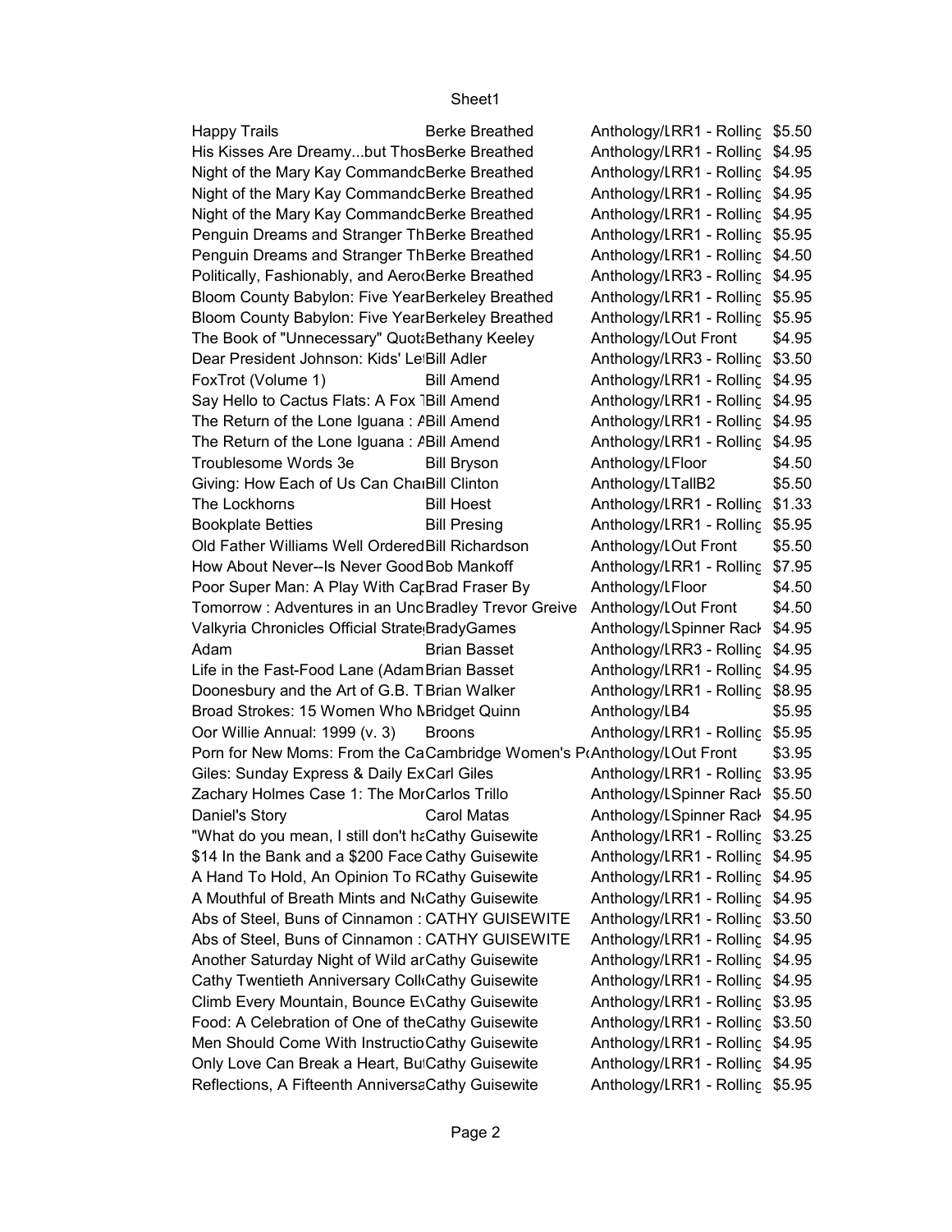| | | | |
|---|---|---|---|
| Happy Trails | Berke Breathed | Anthology/LRR1 - Rolling | $5.50 |
| His Kisses Are Dreamy...but Thos | Berke Breathed | Anthology/LRR1 - Rolling | $4.95 |
| Night of the Mary Kay Commando | Berke Breathed | Anthology/LRR1 - Rolling | $4.95 |
| Night of the Mary Kay Commando | Berke Breathed | Anthology/LRR1 - Rolling | $4.95 |
| Night of the Mary Kay Commando | Berke Breathed | Anthology/LRR1 - Rolling | $4.95 |
| Penguin Dreams and Stranger Th | Berke Breathed | Anthology/LRR1 - Rolling | $5.95 |
| Penguin Dreams and Stranger Th | Berke Breathed | Anthology/LRR1 - Rolling | $4.50 |
| Politically, Fashionably, and Aero | Berke Breathed | Anthology/LRR3 - Rolling | $4.95 |
| Bloom County Babylon: Five Year | Berkeley Breathed | Anthology/LRR1 - Rolling | $5.95 |
| Bloom County Babylon: Five Year | Berkeley Breathed | Anthology/LRR1 - Rolling | $5.95 |
| The Book of "Unnecessary" Quota | Bethany Keeley | Anthology/LOut Front | $4.95 |
| Dear President Johnson: Kids' Le | Bill Adler | Anthology/LRR3 - Rolling | $3.50 |
| FoxTrot (Volume 1) | Bill Amend | Anthology/LRR1 - Rolling | $4.95 |
| Say Hello to Cactus Flats: A Fox T | Bill Amend | Anthology/LRR1 - Rolling | $4.95 |
| The Return of the Lone Iguana : A | Bill Amend | Anthology/LRR1 - Rolling | $4.95 |
| The Return of the Lone Iguana : A | Bill Amend | Anthology/LRR1 - Rolling | $4.95 |
| Troublesome Words 3e | Bill Bryson | Anthology/LFloor | $4.50 |
| Giving: How Each of Us Can Cha | Bill Clinton | Anthology/LTallB2 | $5.50 |
| The Lockhorns | Bill Hoest | Anthology/LRR1 - Rolling | $1.33 |
| Bookplate Betties | Bill Presing | Anthology/LRR1 - Rolling | $5.95 |
| Old Father Williams Well Ordered | Bill Richardson | Anthology/LOut Front | $5.50 |
| How About Never--Is Never Good | Bob Mankoff | Anthology/LRR1 - Rolling | $7.95 |
| Poor Super Man: A Play With Cap | Brad Fraser By | Anthology/LFloor | $4.50 |
| Tomorrow : Adventures in an Unc | Bradley Trevor Greive | Anthology/LOut Front | $4.50 |
| Valkyria Chronicles Official Strate | BradyGames | Anthology/LSpinner Rack | $4.95 |
| Adam | Brian Basset | Anthology/LRR3 - Rolling | $4.95 |
| Life in the Fast-Food Lane (Adam | Brian Basset | Anthology/LRR1 - Rolling | $4.95 |
| Doonesbury and the Art of G.B. T | Brian Walker | Anthology/LRR1 - Rolling | $8.95 |
| Broad Strokes: 15 Women Who M | Bridget Quinn | Anthology/LB4 | $5.95 |
| Oor Willie Annual: 1999 (v. 3) | Broons | Anthology/LRR1 - Rolling | $5.95 |
| Porn for New Moms: From the Ca | Cambridge Women's P | Anthology/LOut Front | $3.95 |
| Giles: Sunday Express & Daily Ex | Carl Giles | Anthology/LRR1 - Rolling | $3.95 |
| Zachary Holmes Case 1: The Mor | Carlos Trillo | Anthology/LSpinner Rack | $5.50 |
| Daniel's Story | Carol Matas | Anthology/LSpinner Rack | $4.95 |
| "What do you mean, I still don't ha | Cathy Guisewite | Anthology/LRR1 - Rolling | $3.25 |
| $14 In the Bank and a $200 Face | Cathy Guisewite | Anthology/LRR1 - Rolling | $4.95 |
| A Hand To Hold, An Opinion To R | Cathy Guisewite | Anthology/LRR1 - Rolling | $4.95 |
| A Mouthful of Breath Mints and N | Cathy Guisewite | Anthology/LRR1 - Rolling | $4.95 |
| Abs of Steel, Buns of Cinnamon : | CATHY GUISEWITE | Anthology/LRR1 - Rolling | $3.50 |
| Abs of Steel, Buns of Cinnamon : | CATHY GUISEWITE | Anthology/LRR1 - Rolling | $4.95 |
| Another Saturday Night of Wild an | Cathy Guisewite | Anthology/LRR1 - Rolling | $4.95 |
| Cathy Twentieth Anniversary Coll | Cathy Guisewite | Anthology/LRR1 - Rolling | $4.95 |
| Climb Every Mountain, Bounce Ev | Cathy Guisewite | Anthology/LRR1 - Rolling | $3.95 |
| Food: A Celebration of One of the | Cathy Guisewite | Anthology/LRR1 - Rolling | $3.50 |
| Men Should Come With Instructio | Cathy Guisewite | Anthology/LRR1 - Rolling | $4.95 |
| Only Love Can Break a Heart, Bu | Cathy Guisewite | Anthology/LRR1 - Rolling | $4.95 |
| Reflections, A Fifteenth Anniversa | Cathy Guisewite | Anthology/LRR1 - Rolling | $5.95 |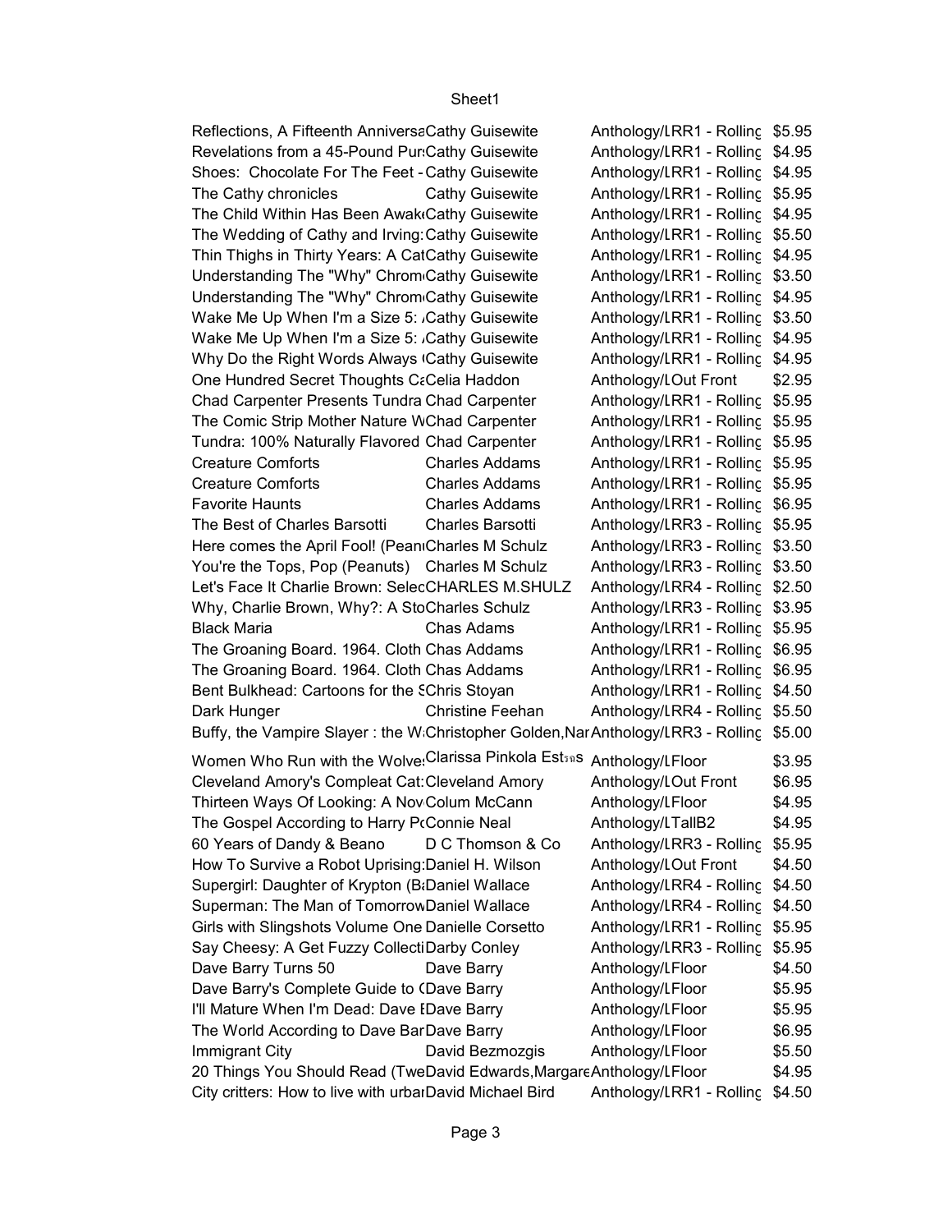| | | | |
|---|---|---|---|
| Reflections, A Fifteenth Anniversa | Cathy Guisewite | Anthology/LRR1 - Rolling | $5.95 |
| Revelations from a 45-Pound Pur | Cathy Guisewite | Anthology/LRR1 - Rolling | $4.95 |
| Shoes: Chocolate For The Feet - | Cathy Guisewite | Anthology/LRR1 - Rolling | $4.95 |
| The Cathy chronicles | Cathy Guisewite | Anthology/LRR1 - Rolling | $5.95 |
| The Child Within Has Been Awak | Cathy Guisewite | Anthology/LRR1 - Rolling | $4.95 |
| The Wedding of Cathy and Irving: | Cathy Guisewite | Anthology/LRR1 - Rolling | $5.50 |
| Thin Thighs in Thirty Years: A Cat | Cathy Guisewite | Anthology/LRR1 - Rolling | $4.95 |
| Understanding The "Why" Chrom | Cathy Guisewite | Anthology/LRR1 - Rolling | $3.50 |
| Understanding The "Why" Chrom | Cathy Guisewite | Anthology/LRR1 - Rolling | $4.95 |
| Wake Me Up When I'm a Size 5: / | Cathy Guisewite | Anthology/LRR1 - Rolling | $3.50 |
| Wake Me Up When I'm a Size 5: / | Cathy Guisewite | Anthology/LRR1 - Rolling | $4.95 |
| Why Do the Right Words Always ( | Cathy Guisewite | Anthology/LRR1 - Rolling | $4.95 |
| One Hundred Secret Thoughts Ca | Celia Haddon | Anthology/LOut Front | $2.95 |
| Chad Carpenter Presents Tundra | Chad Carpenter | Anthology/LRR1 - Rolling | $5.95 |
| The Comic Strip Mother Nature W | Chad Carpenter | Anthology/LRR1 - Rolling | $5.95 |
| Tundra: 100% Naturally Flavored | Chad Carpenter | Anthology/LRR1 - Rolling | $5.95 |
| Creature Comforts | Charles Addams | Anthology/LRR1 - Rolling | $5.95 |
| Creature Comforts | Charles Addams | Anthology/LRR1 - Rolling | $5.95 |
| Favorite Haunts | Charles Addams | Anthology/LRR1 - Rolling | $6.95 |
| The Best of Charles Barsotti | Charles Barsotti | Anthology/LRR3 - Rolling | $5.95 |
| Here comes the April Fool! (Pean | Charles M Schulz | Anthology/LRR3 - Rolling | $3.50 |
| You're the Tops, Pop (Peanuts) | Charles M Schulz | Anthology/LRR3 - Rolling | $3.50 |
| Let's Face It Charlie Brown: Selec | CHARLES M.SHULZ | Anthology/LRR4 - Rolling | $2.50 |
| Why, Charlie Brown, Why?: A Sto | Charles Schulz | Anthology/LRR3 - Rolling | $3.95 |
| Black Maria | Chas Adams | Anthology/LRR1 - Rolling | $5.95 |
| The Groaning Board. 1964. Cloth | Chas Addams | Anthology/LRR1 - Rolling | $6.95 |
| The Groaning Board. 1964. Cloth | Chas Addams | Anthology/LRR1 - Rolling | $6.95 |
| Bent Bulkhead: Cartoons for the S | Chris Stoyan | Anthology/LRR1 - Rolling | $4.50 |
| Dark Hunger | Christine Feehan | Anthology/LRR4 - Rolling | $5.50 |
| Buffy, the Vampire Slayer : the W | Christopher Golden,Nar | Anthology/LRR3 - Rolling | $5.00 |
| Women Who Run with the Wolves | Clarissa Pinkola Estรณs | Anthology/LFloor | $3.95 |
| Cleveland Amory's Compleat Cat: | Cleveland Amory | Anthology/LOut Front | $6.95 |
| Thirteen Ways Of Looking: A Nov | Colum McCann | Anthology/LFloor | $4.95 |
| The Gospel According to Harry P | Connie Neal | Anthology/LTallB2 | $4.95 |
| 60 Years of Dandy & Beano | D C Thomson & Co | Anthology/LRR3 - Rolling | $5.95 |
| How To Survive a Robot Uprising: | Daniel H. Wilson | Anthology/LOut Front | $4.50 |
| Supergirl: Daughter of Krypton (B | Daniel Wallace | Anthology/LRR4 - Rolling | $4.50 |
| Superman: The Man of Tomorrow | Daniel Wallace | Anthology/LRR4 - Rolling | $4.50 |
| Girls with Slingshots Volume One | Danielle Corsetto | Anthology/LRR1 - Rolling | $5.95 |
| Say Cheesy: A Get Fuzzy Collecti | Darby Conley | Anthology/LRR3 - Rolling | $5.95 |
| Dave Barry Turns 50 | Dave Barry | Anthology/LFloor | $4.50 |
| Dave Barry's Complete Guide to ( | Dave Barry | Anthology/LFloor | $5.95 |
| I'll Mature When I'm Dead: Dave E | Dave Barry | Anthology/LFloor | $5.95 |
| The World According to Dave Bar | Dave Barry | Anthology/LFloor | $6.95 |
| Immigrant City | David Bezmozgis | Anthology/LFloor | $5.50 |
| 20 Things You Should Read (Twe | David Edwards,Margare | Anthology/LFloor | $4.95 |
| City critters: How to live with urba | David Michael Bird | Anthology/LRR1 - Rolling | $4.50 |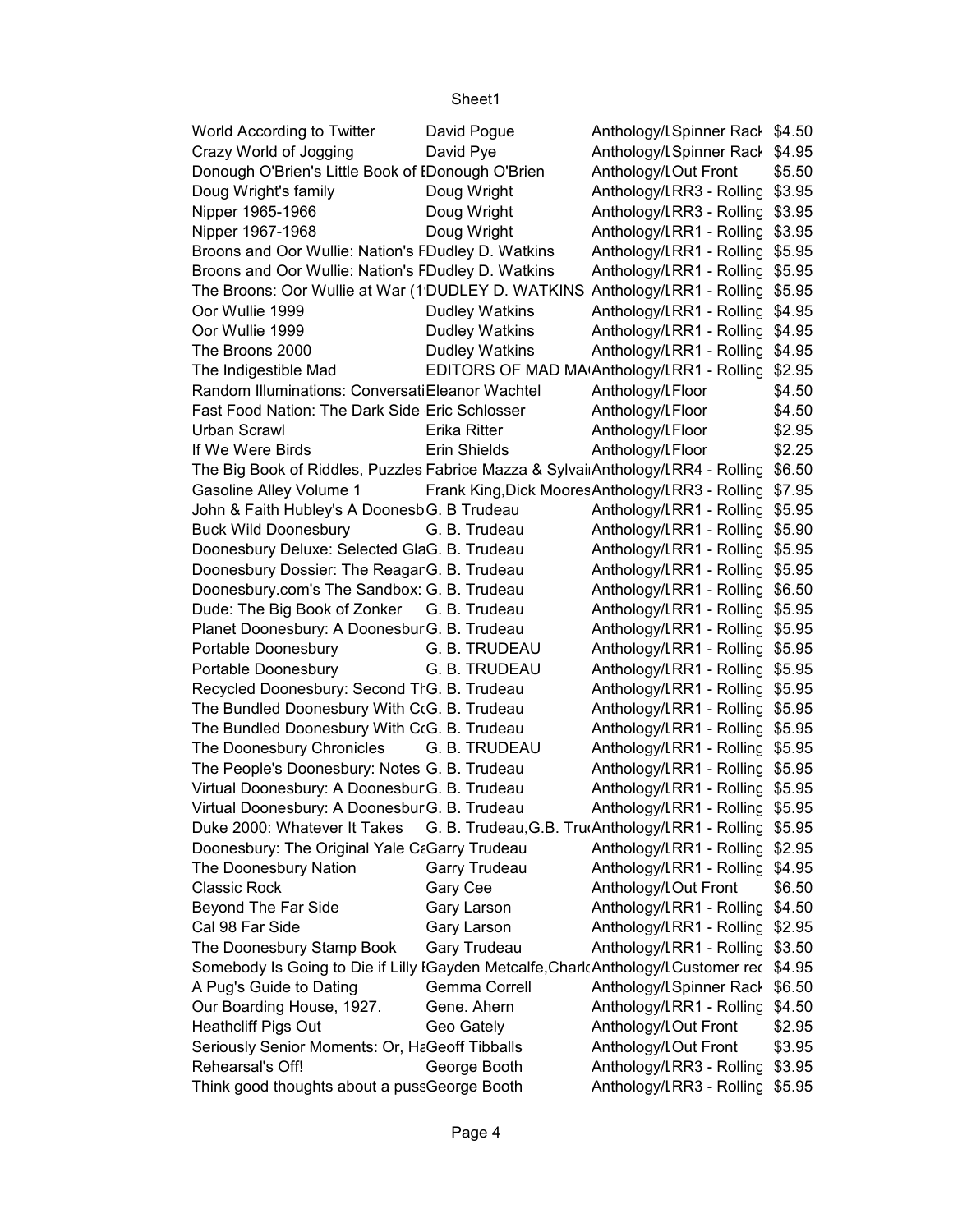| | | | |
|---|---|---|---|
| World According to Twitter | David Pogue | Anthology/LSpinner Rack | $4.50 |
| Crazy World of Jogging | David Pye | Anthology/LSpinner Rack | $4.95 |
| Donough O'Brien's Little Book of I | Donough O'Brien | Anthology/LOut Front | $5.50 |
| Doug Wright's family | Doug Wright | Anthology/LRR3 - Rolling | $3.95 |
| Nipper 1965-1966 | Doug Wright | Anthology/LRR3 - Rolling | $3.95 |
| Nipper 1967-1968 | Doug Wright | Anthology/LRR1 - Rolling | $3.95 |
| Broons and Oor Wullie: Nation's F | Dudley D. Watkins | Anthology/LRR1 - Rolling | $5.95 |
| Broons and Oor Wullie: Nation's F | Dudley D. Watkins | Anthology/LRR1 - Rolling | $5.95 |
| The Broons: Oor Wullie at War (1 | DUDLEY D. WATKINS | Anthology/LRR1 - Rolling | $5.95 |
| Oor Wullie 1999 | Dudley Watkins | Anthology/LRR1 - Rolling | $4.95 |
| Oor Wullie 1999 | Dudley Watkins | Anthology/LRR1 - Rolling | $4.95 |
| The Broons 2000 | Dudley Watkins | Anthology/LRR1 - Rolling | $4.95 |
| The Indigestible Mad | EDITORS OF MAD MA | Anthology/LRR1 - Rolling | $2.95 |
| Random Illuminations: Conversati | Eleanor Wachtel | Anthology/LFloor | $4.50 |
| Fast Food Nation: The Dark Side | Eric Schlosser | Anthology/LFloor | $4.50 |
| Urban Scrawl | Erika Ritter | Anthology/LFloor | $2.95 |
| If We Were Birds | Erin Shields | Anthology/LFloor | $2.25 |
| The Big Book of Riddles, Puzzles | Fabrice Mazza & Sylvai | Anthology/LRR4 - Rolling | $6.50 |
| Gasoline Alley Volume 1 | Frank King,Dick Moores | Anthology/LRR3 - Rolling | $7.95 |
| John & Faith Hubley's A Doonesb | G. B Trudeau | Anthology/LRR1 - Rolling | $5.95 |
| Buck Wild Doonesbury | G. B. Trudeau | Anthology/LRR1 - Rolling | $5.90 |
| Doonesbury Deluxe: Selected Gla | G. B. Trudeau | Anthology/LRR1 - Rolling | $5.95 |
| Doonesbury Dossier: The Reagar | G. B. Trudeau | Anthology/LRR1 - Rolling | $5.95 |
| Doonesbury.com's The Sandbox: | G. B. Trudeau | Anthology/LRR1 - Rolling | $6.50 |
| Dude: The Big Book of Zonker | G. B. Trudeau | Anthology/LRR1 - Rolling | $5.95 |
| Planet Doonesbury: A Doonesbur | G. B. Trudeau | Anthology/LRR1 - Rolling | $5.95 |
| Portable Doonesbury | G. B. TRUDEAU | Anthology/LRR1 - Rolling | $5.95 |
| Portable Doonesbury | G. B. TRUDEAU | Anthology/LRR1 - Rolling | $5.95 |
| Recycled Doonesbury: Second Th | G. B. Trudeau | Anthology/LRR1 - Rolling | $5.95 |
| The Bundled Doonesbury With C | G. B. Trudeau | Anthology/LRR1 - Rolling | $5.95 |
| The Bundled Doonesbury With C | G. B. Trudeau | Anthology/LRR1 - Rolling | $5.95 |
| The Doonesbury Chronicles | G. B. TRUDEAU | Anthology/LRR1 - Rolling | $5.95 |
| The People's Doonesbury: Notes | G. B. Trudeau | Anthology/LRR1 - Rolling | $5.95 |
| Virtual Doonesbury: A Doonesbur | G. B. Trudeau | Anthology/LRR1 - Rolling | $5.95 |
| Virtual Doonesbury: A Doonesbur | G. B. Trudeau | Anthology/LRR1 - Rolling | $5.95 |
| Duke 2000: Whatever It Takes | G. B. Trudeau,G.B. Tru | Anthology/LRR1 - Rolling | $5.95 |
| Doonesbury: The Original Yale C | Garry Trudeau | Anthology/LRR1 - Rolling | $2.95 |
| The Doonesbury Nation | Garry Trudeau | Anthology/LRR1 - Rolling | $4.95 |
| Classic Rock | Gary Cee | Anthology/LOut Front | $6.50 |
| Beyond The Far Side | Gary Larson | Anthology/LRR1 - Rolling | $4.50 |
| Cal 98 Far Side | Gary Larson | Anthology/LRR1 - Rolling | $2.95 |
| The Doonesbury Stamp Book | Gary Trudeau | Anthology/LRR1 - Rolling | $3.50 |
| Somebody Is Going to Die if Lilly I | Gayden Metcalfe,Charl | Anthology/LCustomer rec | $4.95 |
| A Pug's Guide to Dating | Gemma Correll | Anthology/LSpinner Rack | $6.50 |
| Our Boarding House, 1927. | Gene. Ahern | Anthology/LRR1 - Rolling | $4.50 |
| Heathcliff Pigs Out | Geo Gately | Anthology/LOut Front | $2.95 |
| Seriously Senior Moments: Or, Ha | Geoff Tibballs | Anthology/LOut Front | $3.95 |
| Rehearsal's Off! | George Booth | Anthology/LRR3 - Rolling | $3.95 |
| Think good thoughts about a puss | George Booth | Anthology/LRR3 - Rolling | $5.95 |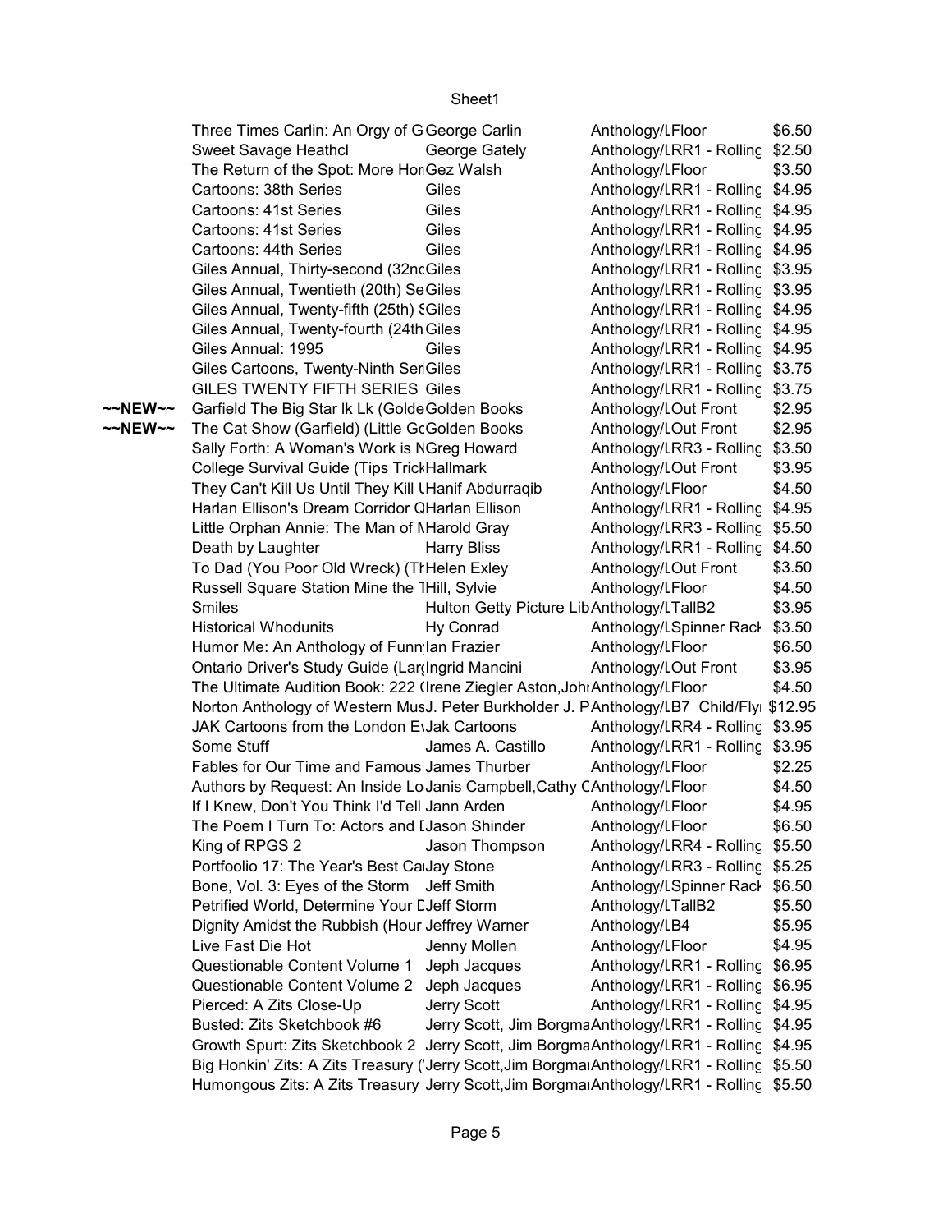| | | | | |
|---|---|---|---|---|
| | Three Times Carlin: An Orgy of G | George Carlin | Anthology/LFloor | $6.50 |
| | Sweet Savage Heathcl | George Gately | Anthology/LRR1 - Rolling | $2.50 |
| | The Return of the Spot: More Hor | Gez Walsh | Anthology/LFloor | $3.50 |
| | Cartoons: 38th Series | Giles | Anthology/LRR1 - Rolling | $4.95 |
| | Cartoons: 41st Series | Giles | Anthology/LRR1 - Rolling | $4.95 |
| | Cartoons: 41st Series | Giles | Anthology/LRR1 - Rolling | $4.95 |
| | Cartoons: 44th Series | Giles | Anthology/LRR1 - Rolling | $4.95 |
| | Giles Annual, Thirty-second (32nc | Giles | Anthology/LRR1 - Rolling | $3.95 |
| | Giles Annual, Twentieth (20th) Se | Giles | Anthology/LRR1 - Rolling | $3.95 |
| | Giles Annual, Twenty-fifth (25th) S | Giles | Anthology/LRR1 - Rolling | $4.95 |
| | Giles Annual, Twenty-fourth (24th | Giles | Anthology/LRR1 - Rolling | $4.95 |
| | Giles Annual: 1995 | Giles | Anthology/LRR1 - Rolling | $4.95 |
| | Giles Cartoons, Twenty-Ninth Ser | Giles | Anthology/LRR1 - Rolling | $3.75 |
| | GILES TWENTY FIFTH SERIES | Giles | Anthology/LRR1 - Rolling | $3.75 |
| ~~NEW~~ | Garfield The Big Star lk Lk (Golde | Golden Books | Anthology/LOut Front | $2.95 |
| ~~NEW~~ | The Cat Show (Garfield) (Little Gc | Golden Books | Anthology/LOut Front | $2.95 |
| | Sally Forth: A Woman's Work is N | Greg Howard | Anthology/LRR3 - Rolling | $3.50 |
| | College Survival Guide (Tips Trick | Hallmark | Anthology/LOut Front | $3.95 |
| | They Can't Kill Us Until They Kill U | Hanif Abdurraqib | Anthology/LFloor | $4.50 |
| | Harlan Ellison's Dream Corridor Q | Harlan Ellison | Anthology/LRR1 - Rolling | $4.95 |
| | Little Orphan Annie: The Man of M | Harold Gray | Anthology/LRR3 - Rolling | $5.50 |
| | Death by Laughter | Harry Bliss | Anthology/LRR1 - Rolling | $4.50 |
| | To Dad (You Poor Old Wreck) (Th | Helen Exley | Anthology/LOut Front | $3.50 |
| | Russell Square Station Mine the T | Hill, Sylvie | Anthology/LFloor | $4.50 |
| | Smiles | Hulton Getty Picture Lib | Anthology/LTallB2 | $3.95 |
| | Historical Whodunits | Hy Conrad | Anthology/LSpinner Rack | $3.50 |
| | Humor Me: An Anthology of Funn | Ian Frazier | Anthology/LFloor | $6.50 |
| | Ontario Driver's Study Guide (Larg | Ingrid Mancini | Anthology/LOut Front | $3.95 |
| | The Ultimate Audition Book: 222 ( | Irene Ziegler Aston,Joh | Anthology/LFloor | $4.50 |
| | Norton Anthology of Western Mus | J. Peter Burkholder J. P | Anthology/LB7 Child/Fly | $12.95 |
| | JAK Cartoons from the London E | Jak Cartoons | Anthology/LRR4 - Rolling | $3.95 |
| | Some Stuff | James A. Castillo | Anthology/LRR1 - Rolling | $3.95 |
| | Fables for Our Time and Famous | James Thurber | Anthology/LFloor | $2.25 |
| | Authors by Request: An Inside Lo | Janis Campbell,Cathy C | Anthology/LFloor | $4.50 |
| | If I Knew, Don't You Think I'd Tell | Jann Arden | Anthology/LFloor | $4.95 |
| | The Poem I Turn To: Actors and [ | Jason Shinder | Anthology/LFloor | $6.50 |
| | King of RPGS 2 | Jason Thompson | Anthology/LRR4 - Rolling | $5.50 |
| | Portfoolio 17: The Year's Best Ca | Jay Stone | Anthology/LRR3 - Rolling | $5.25 |
| | Bone, Vol. 3: Eyes of the Storm | Jeff Smith | Anthology/LSpinner Rack | $6.50 |
| | Petrified World, Determine Your D | Jeff Storm | Anthology/LTallB2 | $5.50 |
| | Dignity Amidst the Rubbish (Hour | Jeffrey Warner | Anthology/LB4 | $5.95 |
| | Live Fast Die Hot | Jenny Mollen | Anthology/LFloor | $4.95 |
| | Questionable Content Volume 1 | Jeph Jacques | Anthology/LRR1 - Rolling | $6.95 |
| | Questionable Content Volume 2 | Jeph Jacques | Anthology/LRR1 - Rolling | $6.95 |
| | Pierced: A Zits Close-Up | Jerry Scott | Anthology/LRR1 - Rolling | $4.95 |
| | Busted: Zits Sketchbook #6 | Jerry Scott, Jim Borgma | Anthology/LRR1 - Rolling | $4.95 |
| | Growth Spurt: Zits Sketchbook 2 | Jerry Scott, Jim Borgma | Anthology/LRR1 - Rolling | $4.95 |
| | Big Honkin' Zits: A Zits Treasury (' | Jerry Scott,Jim Borgma | Anthology/LRR1 - Rolling | $5.50 |
| | Humongous Zits: A Zits Treasury | Jerry Scott,Jim Borgma | Anthology/LRR1 - Rolling | $5.50 |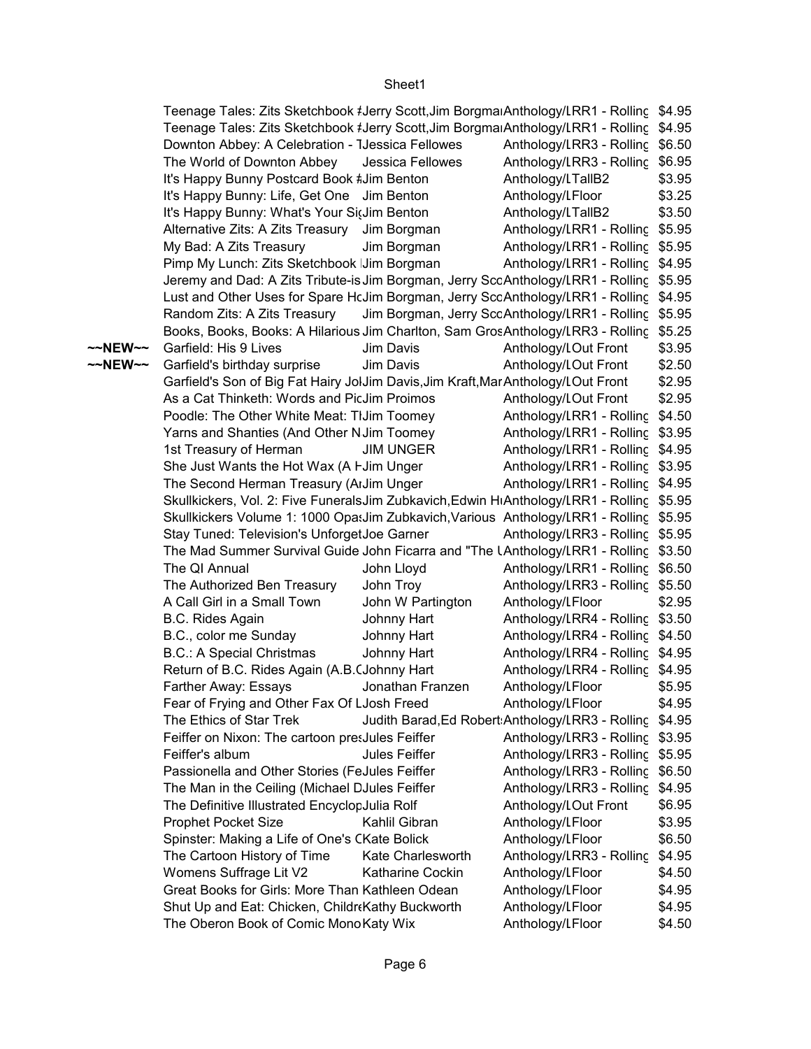| | | | | |
|---|---|---|---|---|
| | Teenage Tales: Zits Sketchbook #Jerry Scott,Jim Borgma | | Anthology/LRR1 - Rolling | $4.95 |
| | Teenage Tales: Zits Sketchbook #Jerry Scott,Jim Borgma | | Anthology/LRR1 - Rolling | $4.95 |
| | Downton Abbey: A Celebration - T | Jessica Fellowes | Anthology/LRR3 - Rolling | $6.50 |
| | The World of Downton Abbey | Jessica Fellowes | Anthology/LRR3 - Rolling | $6.95 |
| | It's Happy Bunny Postcard Book # | Jim Benton | Anthology/LTallB2 | $3.95 |
| | It's Happy Bunny: Life, Get One | Jim Benton | Anthology/LFloor | $3.25 |
| | It's Happy Bunny: What's Your Si | Jim Benton | Anthology/LTallB2 | $3.50 |
| | Alternative Zits: A Zits Treasury | Jim Borgman | Anthology/LRR1 - Rolling | $5.95 |
| | My Bad: A Zits Treasury | Jim Borgman | Anthology/LRR1 - Rolling | $5.95 |
| | Pimp My Lunch: Zits Sketchbook | Jim Borgman | Anthology/LRR1 - Rolling | $4.95 |
| | Jeremy and Dad: A Zits Tribute-is | Jim Borgman, Jerry Sco | Anthology/LRR1 - Rolling | $5.95 |
| | Lust and Other Uses for Spare H | Jim Borgman, Jerry Sco | Anthology/LRR1 - Rolling | $4.95 |
| | Random Zits: A Zits Treasury | Jim Borgman, Jerry Sco | Anthology/LRR1 - Rolling | $5.95 |
| | Books, Books, Books: A Hilarious | Jim Charlton, Sam Gros | Anthology/LRR3 - Rolling | $5.25 |
| ~~NEW~~ | Garfield: His 9 Lives | Jim Davis | Anthology/LOut Front | $3.95 |
| ~~NEW~~ | Garfield's birthday surprise | Jim Davis | Anthology/LOut Front | $2.50 |
| | Garfield's Son of Big Fat Hairy Jo | Jim Davis,Jim Kraft,Mar | Anthology/LOut Front | $2.95 |
| | As a Cat Thinketh: Words and Pic | Jim Proimos | Anthology/LOut Front | $2.95 |
| | Poodle: The Other White Meat: T | Jim Toomey | Anthology/LRR1 - Rolling | $4.50 |
| | Yarns and Shanties (And Other N | Jim Toomey | Anthology/LRR1 - Rolling | $3.95 |
| | 1st Treasury of Herman | JIM UNGER | Anthology/LRR1 - Rolling | $4.95 |
| | She Just Wants the Hot Wax (A H | Jim Unger | Anthology/LRR1 - Rolling | $3.95 |
| | The Second Herman Treasury (A | Jim Unger | Anthology/LRR1 - Rolling | $4.95 |
| | Skullkickers, Vol. 2: Five Funerals | Jim Zubkavich,Edwin H | Anthology/LRR1 - Rolling | $5.95 |
| | Skullkickers Volume 1: 1000 Opa | Jim Zubkavich,Various | Anthology/LRR1 - Rolling | $5.95 |
| | Stay Tuned: Television's Unforget | Joe Garner | Anthology/LRR3 - Rolling | $5.95 |
| | The Mad Summer Survival Guide | John Ficarra and "The U | Anthology/LRR1 - Rolling | $3.50 |
| | The QI Annual | John Lloyd | Anthology/LRR1 - Rolling | $6.50 |
| | The Authorized Ben Treasury | John Troy | Anthology/LRR3 - Rolling | $5.50 |
| | A Call Girl in a Small Town | John W Partington | Anthology/LFloor | $2.95 |
| | B.C. Rides Again | Johnny Hart | Anthology/LRR4 - Rolling | $3.50 |
| | B.C., color me Sunday | Johnny Hart | Anthology/LRR4 - Rolling | $4.50 |
| | B.C.: A Special Christmas | Johnny Hart | Anthology/LRR4 - Rolling | $4.95 |
| | Return of B.C. Rides Again (A.B.C | Johnny Hart | Anthology/LRR4 - Rolling | $4.95 |
| | Farther Away: Essays | Jonathan Franzen | Anthology/LFloor | $5.95 |
| | Fear of Frying and Other Fax Of L | Josh Freed | Anthology/LFloor | $4.95 |
| | The Ethics of Star Trek | Judith Barad,Ed Robert | Anthology/LRR3 - Rolling | $4.95 |
| | Feiffer on Nixon: The cartoon pres | Jules Feiffer | Anthology/LRR3 - Rolling | $3.95 |
| | Feiffer's album | Jules Feiffer | Anthology/LRR3 - Rolling | $5.95 |
| | Passionella and Other Stories (Fe | Jules Feiffer | Anthology/LRR3 - Rolling | $6.50 |
| | The Man in the Ceiling (Michael D | Jules Feiffer | Anthology/LRR3 - Rolling | $4.95 |
| | The Definitive Illustrated Encyclop | Julia Rolf | Anthology/LOut Front | $6.95 |
| | Prophet Pocket Size | Kahlil Gibran | Anthology/LFloor | $3.95 |
| | Spinster: Making a Life of One's C | Kate Bolick | Anthology/LFloor | $6.50 |
| | The Cartoon History of Time | Kate Charlesworth | Anthology/LRR3 - Rolling | $4.95 |
| | Womens Suffrage Lit V2 | Katharine Cockin | Anthology/LFloor | $4.50 |
| | Great Books for Girls: More Than | Kathleen Odean | Anthology/LFloor | $4.95 |
| | Shut Up and Eat: Chicken, Childre | Kathy Buckworth | Anthology/LFloor | $4.95 |
| | The Oberon Book of Comic Mono | Katy Wix | Anthology/LFloor | $4.50 |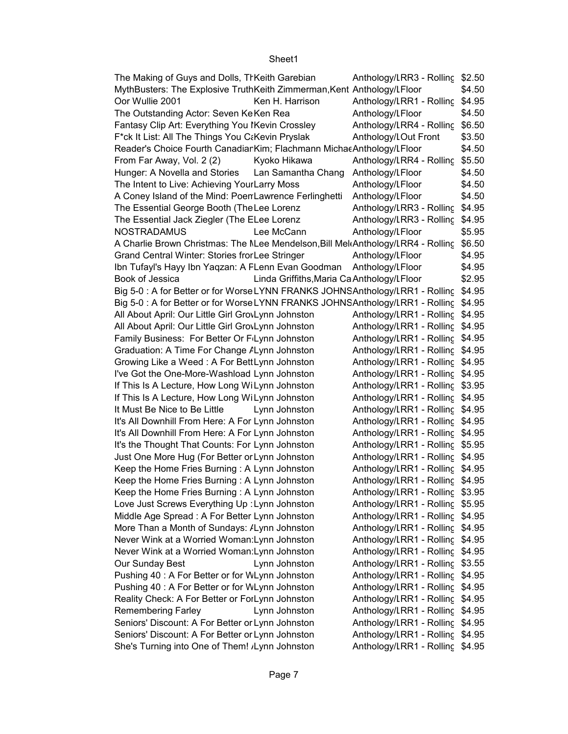| | | | |
|---|---|---|---|
| The Making of Guys and Dolls, Th | Keith Garebian | Anthology/LRR3 - Rolling | $2.50 |
| MythBusters: The Explosive Truth | Keith Zimmerman,Kent | Anthology/LFloor | $4.50 |
| Oor Wullie 2001 | Ken H. Harrison | Anthology/LRR1 - Rolling | $4.95 |
| The Outstanding Actor: Seven Ke | Ken Rea | Anthology/LFloor | $4.50 |
| Fantasy Clip Art: Everything You N | Kevin Crossley | Anthology/LRR4 - Rolling | $6.50 |
| F*ck It List: All The Things You Ca | Kevin Pryslak | Anthology/LOut Front | $3.50 |
| Reader's Choice Fourth Canadian | Kim; Flachmann Michae | Anthology/LFloor | $4.50 |
| From Far Away, Vol. 2 (2) | Kyoko Hikawa | Anthology/LRR4 - Rolling | $5.50 |
| Hunger: A Novella and Stories | Lan Samantha Chang | Anthology/LFloor | $4.50 |
| The Intent to Live: Achieving Your | Larry Moss | Anthology/LFloor | $4.50 |
| A Coney Island of the Mind: Poem | Lawrence Ferlinghetti | Anthology/LFloor | $4.50 |
| The Essential George Booth (The | Lee Lorenz | Anthology/LRR3 - Rolling | $4.95 |
| The Essential Jack Ziegler (The E | Lee Lorenz | Anthology/LRR3 - Rolling | $4.95 |
| NOSTRADAMUS | Lee McCann | Anthology/LFloor | $5.95 |
| A Charlie Brown Christmas: The M | Lee Mendelson,Bill Mel | Anthology/LRR4 - Rolling | $6.50 |
| Grand Central Winter: Stories fror | Lee Stringer | Anthology/LFloor | $4.95 |
| Ibn Tufayl's Hayy Ibn Yaqzan: A F | Lenn Evan Goodman | Anthology/LFloor | $4.95 |
| Book of Jessica | Linda Griffiths,Maria Ca | Anthology/LFloor | $2.95 |
| Big 5-0 : A for Better or for Worse | LYNN FRANKS JOHNS | Anthology/LRR1 - Rolling | $4.95 |
| Big 5-0 : A for Better or for Worse | LYNN FRANKS JOHNS | Anthology/LRR1 - Rolling | $4.95 |
| All About April: Our Little Girl Grov | Lynn Johnston | Anthology/LRR1 - Rolling | $4.95 |
| All About April: Our Little Girl Grov | Lynn Johnston | Anthology/LRR1 - Rolling | $4.95 |
| Family Business: For Better Or Fo | Lynn Johnston | Anthology/LRR1 - Rolling | $4.95 |
| Graduation: A Time For Change A | Lynn Johnston | Anthology/LRR1 - Rolling | $4.95 |
| Growing Like a Weed : A For Bett | Lynn Johnston | Anthology/LRR1 - Rolling | $4.95 |
| I've Got the One-More-Washload | Lynn Johnston | Anthology/LRR1 - Rolling | $4.95 |
| If This Is A Lecture, How Long Wi | Lynn Johnston | Anthology/LRR1 - Rolling | $3.95 |
| If This Is A Lecture, How Long Wi | Lynn Johnston | Anthology/LRR1 - Rolling | $4.95 |
| It Must Be Nice to Be Little | Lynn Johnston | Anthology/LRR1 - Rolling | $4.95 |
| It's All Downhill From Here: A For | Lynn Johnston | Anthology/LRR1 - Rolling | $4.95 |
| It's All Downhill From Here: A For | Lynn Johnston | Anthology/LRR1 - Rolling | $4.95 |
| It's the Thought That Counts: For | Lynn Johnston | Anthology/LRR1 - Rolling | $5.95 |
| Just One More Hug (For Better or | Lynn Johnston | Anthology/LRR1 - Rolling | $4.95 |
| Keep the Home Fries Burning : A | Lynn Johnston | Anthology/LRR1 - Rolling | $4.95 |
| Keep the Home Fries Burning : A | Lynn Johnston | Anthology/LRR1 - Rolling | $4.95 |
| Keep the Home Fries Burning : A | Lynn Johnston | Anthology/LRR1 - Rolling | $3.95 |
| Love Just Screws Everything Up : | Lynn Johnston | Anthology/LRR1 - Rolling | $5.95 |
| Middle Age Spread : A For Better | Lynn Johnston | Anthology/LRR1 - Rolling | $4.95 |
| More Than a Month of Sundays: A | Lynn Johnston | Anthology/LRR1 - Rolling | $4.95 |
| Never Wink at a Worried Woman: | Lynn Johnston | Anthology/LRR1 - Rolling | $4.95 |
| Never Wink at a Worried Woman: | Lynn Johnston | Anthology/LRR1 - Rolling | $4.95 |
| Our Sunday Best | Lynn Johnston | Anthology/LRR1 - Rolling | $3.55 |
| Pushing 40 : A For Better or for W | Lynn Johnston | Anthology/LRR1 - Rolling | $4.95 |
| Pushing 40 : A For Better or for W | Lynn Johnston | Anthology/LRR1 - Rolling | $4.95 |
| Reality Check: A For Better or For | Lynn Johnston | Anthology/LRR1 - Rolling | $4.95 |
| Remembering Farley | Lynn Johnston | Anthology/LRR1 - Rolling | $4.95 |
| Seniors' Discount: A For Better or | Lynn Johnston | Anthology/LRR1 - Rolling | $4.95 |
| Seniors' Discount: A For Better or | Lynn Johnston | Anthology/LRR1 - Rolling | $4.95 |
| She's Turning into One of Them! A | Lynn Johnston | Anthology/LRR1 - Rolling | $4.95 |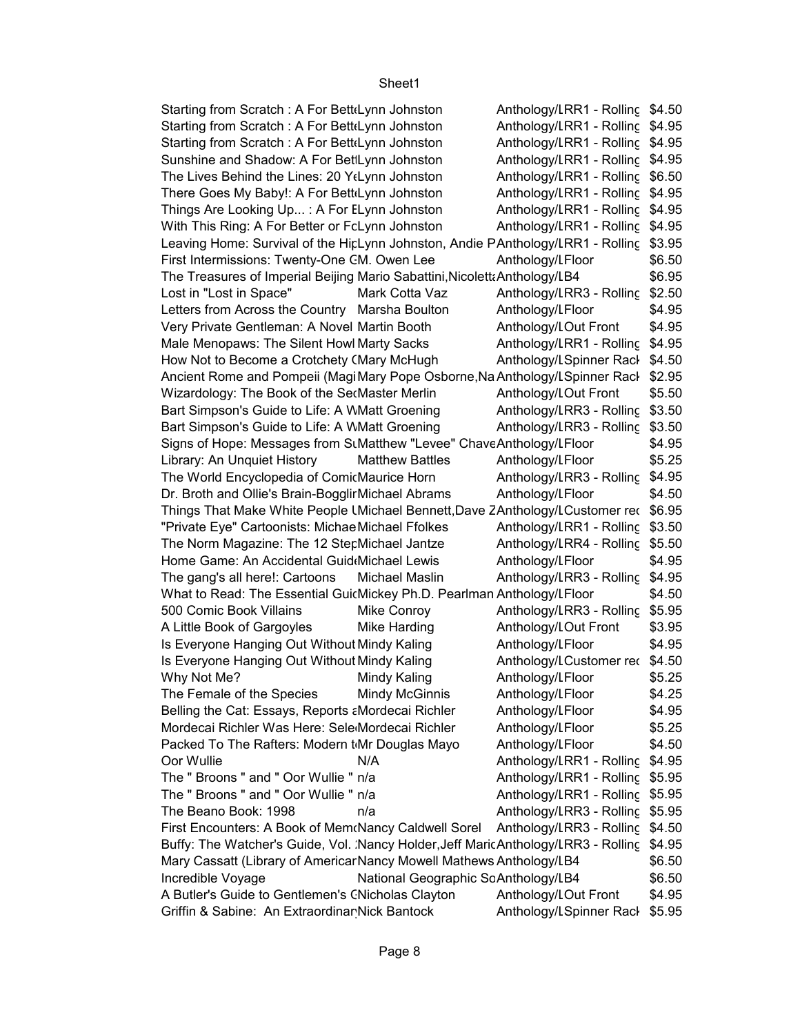| | | | |
|---|---|---|---|
| Starting from Scratch : A For Bett | Lynn Johnston | Anthology/L | RR1 - Rolling | $4.50 |
| Starting from Scratch : A For Bett | Lynn Johnston | Anthology/L | RR1 - Rolling | $4.95 |
| Starting from Scratch : A For Bett | Lynn Johnston | Anthology/L | RR1 - Rolling | $4.95 |
| Sunshine and Shadow: A For Bet | Lynn Johnston | Anthology/L | RR1 - Rolling | $4.95 |
| The Lives Behind the Lines: 20 Y | Lynn Johnston | Anthology/L | RR1 - Rolling | $6.50 |
| There Goes My Baby!: A For Bett | Lynn Johnston | Anthology/L | RR1 - Rolling | $4.95 |
| Things Are Looking Up... : A For E | Lynn Johnston | Anthology/L | RR1 - Rolling | $4.95 |
| With This Ring: A For Better or Fo | Lynn Johnston | Anthology/L | RR1 - Rolling | $4.95 |
| Leaving Home: Survival of the Hip | Lynn Johnston, Andie P | Anthology/L | RR1 - Rolling | $3.95 |
| First Intermissions: Twenty-One G | M. Owen Lee | Anthology/L | Floor | $6.50 |
| The Treasures of Imperial Beijing | Mario Sabattini, Nicolett | Anthology/L | B4 | $6.95 |
| Lost in "Lost in Space" | Mark Cotta Vaz | Anthology/L | RR3 - Rolling | $2.50 |
| Letters from Across the Country | Marsha Boulton | Anthology/L | Floor | $4.95 |
| Very Private Gentleman: A Novel | Martin Booth | Anthology/L | Out Front | $4.95 |
| Male Menopaws: The Silent Howl | Marty Sacks | Anthology/L | RR1 - Rolling | $4.95 |
| How Not to Become a Crotchety ( | Mary McHugh | Anthology/L | Spinner Rack | $4.50 |
| Ancient Rome and Pompeii (Magi | Mary Pope Osborne, Na | Anthology/L | Spinner Rack | $2.95 |
| Wizardology: The Book of the Se | Master Merlin | Anthology/L | Out Front | $5.50 |
| Bart Simpson's Guide to Life: A W | Matt Groening | Anthology/L | RR3 - Rolling | $3.50 |
| Bart Simpson's Guide to Life: A W | Matt Groening | Anthology/L | RR3 - Rolling | $3.50 |
| Signs of Hope: Messages from S | Matthew "Levee" Chave | Anthology/L | Floor | $4.95 |
| Library: An Unquiet History | Matthew Battles | Anthology/L | Floor | $5.25 |
| The World Encyclopedia of Comic | Maurice Horn | Anthology/L | RR3 - Rolling | $4.95 |
| Dr. Broth and Ollie's Brain-Bogglin | Michael Abrams | Anthology/L | Floor | $4.50 |
| Things That Make White People U | Michael Bennett, Dave Z | Anthology/L | Customer rec | $6.95 |
| "Private Eye" Cartoonists: Michae | Michael Ffolkes | Anthology/L | RR1 - Rolling | $3.50 |
| The Norm Magazine: The 12 Step | Michael Jantze | Anthology/L | RR4 - Rolling | $5.50 |
| Home Game: An Accidental Guide | Michael Lewis | Anthology/L | Floor | $4.95 |
| The gang's all here!: Cartoons | Michael Maslin | Anthology/L | RR3 - Rolling | $4.95 |
| What to Read: The Essential Guid | Mickey Ph.D. Pearlman | Anthology/L | Floor | $4.50 |
| 500 Comic Book Villains | Mike Conroy | Anthology/L | RR3 - Rolling | $5.95 |
| A Little Book of Gargoyles | Mike Harding | Anthology/L | Out Front | $3.95 |
| Is Everyone Hanging Out Without | Mindy Kaling | Anthology/L | Floor | $4.95 |
| Is Everyone Hanging Out Without | Mindy Kaling | Anthology/L | Customer rec | $4.50 |
| Why Not Me? | Mindy Kaling | Anthology/L | Floor | $5.25 |
| The Female of the Species | Mindy McGinnis | Anthology/L | Floor | $4.25 |
| Belling the Cat: Essays, Reports a | Mordecai Richler | Anthology/L | Floor | $4.95 |
| Mordecai Richler Was Here: Sele | Mordecai Richler | Anthology/L | Floor | $5.25 |
| Packed To The Rafters: Modern t | Mr Douglas Mayo | Anthology/L | Floor | $4.50 |
| Oor Wullie | N/A | Anthology/L | RR1 - Rolling | $4.95 |
| The " Broons " and " Oor Wullie " | n/a | Anthology/L | RR1 - Rolling | $5.95 |
| The " Broons " and " Oor Wullie " | n/a | Anthology/L | RR1 - Rolling | $5.95 |
| The Beano Book: 1998 | n/a | Anthology/L | RR3 - Rolling | $5.95 |
| First Encounters: A Book of Mem | Nancy Caldwell Sorel | Anthology/L | RR3 - Rolling | $4.50 |
| Buffy: The Watcher's Guide, Vol. | Nancy Holder, Jeff Maric | Anthology/L | RR3 - Rolling | $4.95 |
| Mary Cassatt (Library of America | Nancy Mowell Mathews | Anthology/L | B4 | $6.50 |
| Incredible Voyage | National Geographic So | Anthology/L | B4 | $6.50 |
| A Butler's Guide to Gentlemen's C | Nicholas Clayton | Anthology/L | Out Front | $4.95 |
| Griffin & Sabine: An Extraordinar | Nick Bantock | Anthology/L | Spinner Rack | $5.95 |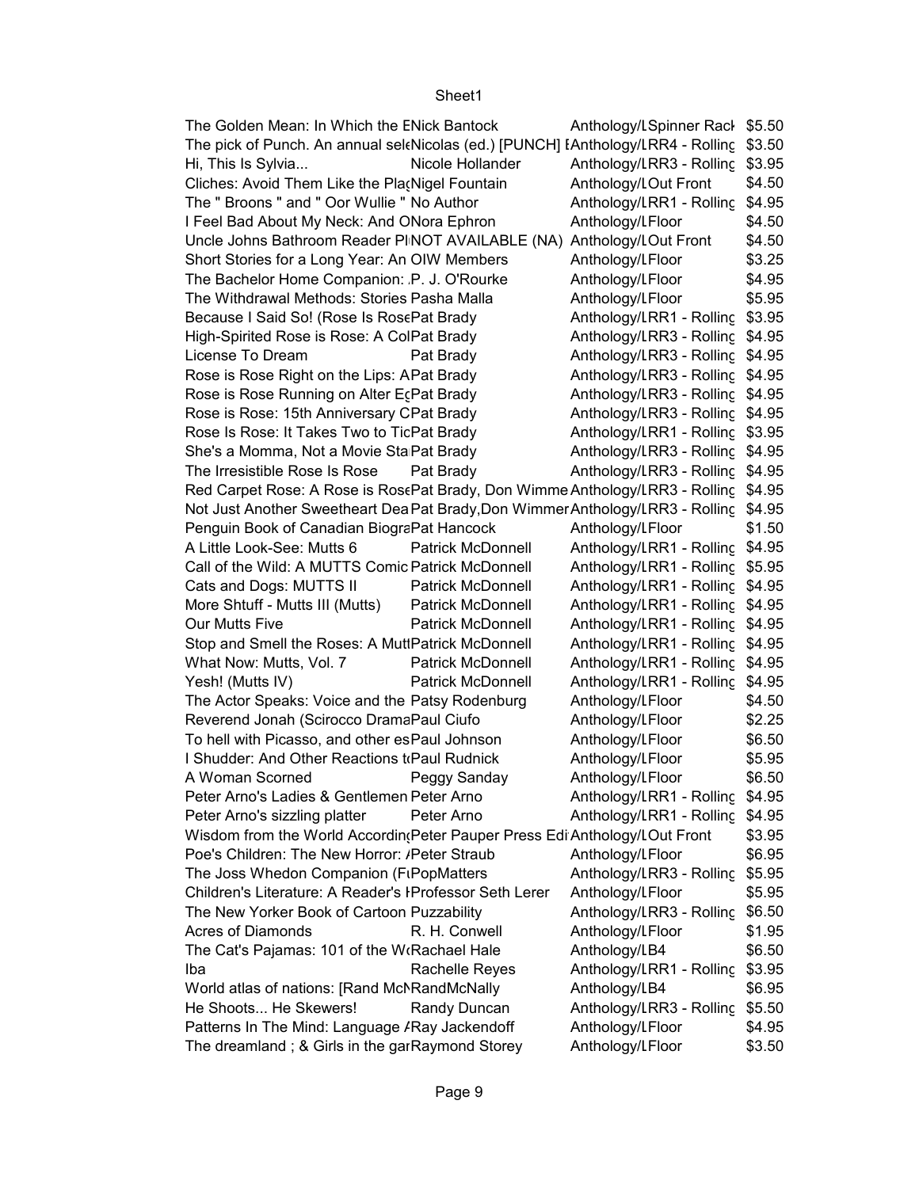| | | | |
|---|---|---|---|
| The Golden Mean: In Which the E | Nick Bantock | Anthology/L | Spinner Rack | $5.50 |
| The pick of Punch. An annual sel | Nicolas (ed.) [PUNCH] [ | Anthology/LRR4 - Rolling | $3.50 |
| Hi, This Is Sylvia... | Nicole Hollander | Anthology/LRR3 - Rolling | $3.95 |
| Cliches: Avoid Them Like the Plag | Nigel Fountain | Anthology/LOut Front | $4.50 |
| The " Broons " and " Oor Wullie " | No Author | Anthology/LRR1 - Rolling | $4.95 |
| I Feel Bad About My Neck: And O | Nora Ephron | Anthology/LFloor | $4.50 |
| Uncle Johns Bathroom Reader Pl | NOT AVAILABLE (NA) | Anthology/LOut Front | $4.50 |
| Short Stories for a Long Year: An | OIW Members | Anthology/LFloor | $3.25 |
| The Bachelor Home Companion: | P. J. O'Rourke | Anthology/LFloor | $4.95 |
| The Withdrawal Methods: Stories | Pasha Malla | Anthology/LFloor | $5.95 |
| Because I Said So! (Rose Is Rose | Pat Brady | Anthology/LRR1 - Rolling | $3.95 |
| High-Spirited Rose is Rose: A Col | Pat Brady | Anthology/LRR3 - Rolling | $4.95 |
| License To Dream | Pat Brady | Anthology/LRR3 - Rolling | $4.95 |
| Rose is Rose Right on the Lips: A | Pat Brady | Anthology/LRR3 - Rolling | $4.95 |
| Rose is Rose Running on Alter Eg | Pat Brady | Anthology/LRR3 - Rolling | $4.95 |
| Rose is Rose: 15th Anniversary C | Pat Brady | Anthology/LRR3 - Rolling | $4.95 |
| Rose Is Rose: It Takes Two to Tic | Pat Brady | Anthology/LRR1 - Rolling | $3.95 |
| She's a Momma, Not a Movie Sta | Pat Brady | Anthology/LRR3 - Rolling | $4.95 |
| The Irresistible Rose Is Rose | Pat Brady | Anthology/LRR3 - Rolling | $4.95 |
| Red Carpet Rose: A Rose is Rose | Pat Brady, Don Wimme | Anthology/LRR3 - Rolling | $4.95 |
| Not Just Another Sweetheart Dea | Pat Brady,Don Wimmer | Anthology/LRR3 - Rolling | $4.95 |
| Penguin Book of Canadian Biogra | Pat Hancock | Anthology/LFloor | $1.50 |
| A Little Look-See: Mutts 6 | Patrick McDonnell | Anthology/LRR1 - Rolling | $4.95 |
| Call of the Wild: A MUTTS Comic | Patrick McDonnell | Anthology/LRR1 - Rolling | $5.95 |
| Cats and Dogs: MUTTS II | Patrick McDonnell | Anthology/LRR1 - Rolling | $4.95 |
| More Shtuff - Mutts III (Mutts) | Patrick McDonnell | Anthology/LRR1 - Rolling | $4.95 |
| Our Mutts Five | Patrick McDonnell | Anthology/LRR1 - Rolling | $4.95 |
| Stop and Smell the Roses: A Mutt | Patrick McDonnell | Anthology/LRR1 - Rolling | $4.95 |
| What Now: Mutts, Vol. 7 | Patrick McDonnell | Anthology/LRR1 - Rolling | $4.95 |
| Yesh! (Mutts IV) | Patrick McDonnell | Anthology/LRR1 - Rolling | $4.95 |
| The Actor Speaks: Voice and the | Patsy Rodenburg | Anthology/LFloor | $4.50 |
| Reverend Jonah (Scirocco Drama | Paul Ciufo | Anthology/LFloor | $2.25 |
| To hell with Picasso, and other es | Paul Johnson | Anthology/LFloor | $6.50 |
| I Shudder: And Other Reactions t | Paul Rudnick | Anthology/LFloor | $5.95 |
| A Woman Scorned | Peggy Sanday | Anthology/LFloor | $6.50 |
| Peter Arno's Ladies & Gentlemen | Peter Arno | Anthology/LRR1 - Rolling | $4.95 |
| Peter Arno's sizzling platter | Peter Arno | Anthology/LRR1 - Rolling | $4.95 |
| Wisdom from the World Accordin | Peter Pauper Press Edi | Anthology/LOut Front | $3.95 |
| Poe's Children: The New Horror: | Peter Straub | Anthology/LFloor | $6.95 |
| The Joss Whedon Companion (F | PopMatters | Anthology/LRR3 - Rolling | $5.95 |
| Children's Literature: A Reader's I | Professor Seth Lerer | Anthology/LFloor | $5.95 |
| The New Yorker Book of Cartoon | Puzzability | Anthology/LRR3 - Rolling | $6.50 |
| Acres of Diamonds | R. H. Conwell | Anthology/LFloor | $1.95 |
| The Cat's Pajamas: 101 of the W | Rachael Hale | Anthology/LB4 | $6.50 |
| Iba | Rachelle Reyes | Anthology/LRR1 - Rolling | $3.95 |
| World atlas of nations: [Rand McN | RandMcNally | Anthology/LB4 | $6.95 |
| He Shoots... He Skewers! | Randy Duncan | Anthology/LRR3 - Rolling | $5.50 |
| Patterns In The Mind: Language / | Ray Jackendoff | Anthology/LFloor | $4.95 |
| The dreamland ; & Girls in the gar | Raymond Storey | Anthology/LFloor | $3.50 |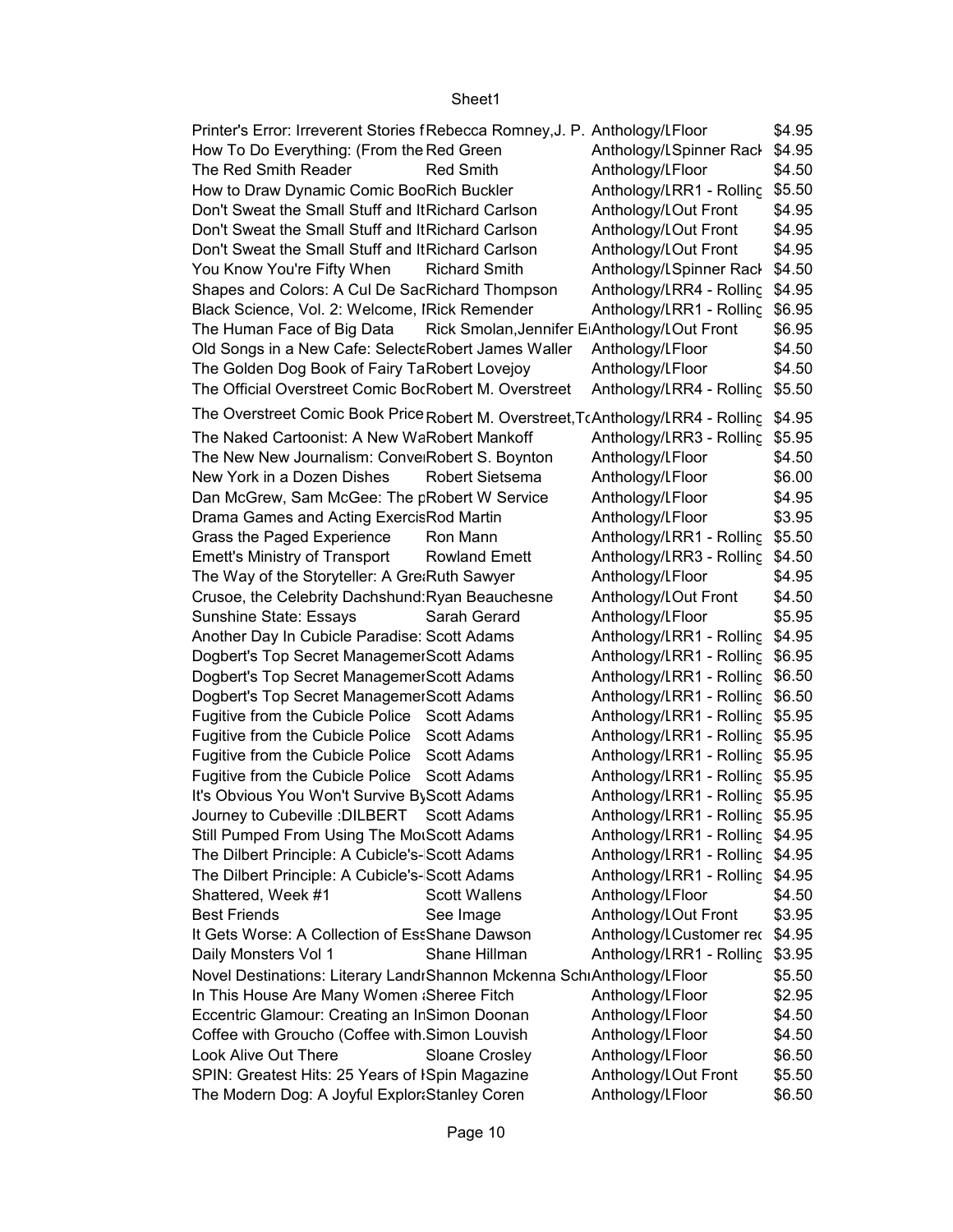| | | | |
|---|---|---|---|
| Printer's Error: Irreverent Stories f | Rebecca Romney,J. P. | Anthology/LFloor | $4.95 |
| How To Do Everything: (From the | Red Green | Anthology/LSpinner Rack | $4.95 |
| The Red Smith Reader | Red Smith | Anthology/LFloor | $4.50 |
| How to Draw Dynamic Comic Boo | Rich Buckler | Anthology/LRR1 - Rolling | $5.50 |
| Don't Sweat the Small Stuff and It | Richard Carlson | Anthology/LOut Front | $4.95 |
| Don't Sweat the Small Stuff and It | Richard Carlson | Anthology/LOut Front | $4.95 |
| Don't Sweat the Small Stuff and It | Richard Carlson | Anthology/LOut Front | $4.95 |
| You Know You're Fifty When | Richard Smith | Anthology/LSpinner Rack | $4.50 |
| Shapes and Colors: A Cul De Sac | Richard Thompson | Anthology/LRR4 - Rolling | $4.95 |
| Black Science, Vol. 2: Welcome, I | Rick Remender | Anthology/LRR1 - Rolling | $6.95 |
| The Human Face of Big Data | Rick Smolan,Jennifer E | Anthology/LOut Front | $6.95 |
| Old Songs in a New Cafe: Selecte | Robert James Waller | Anthology/LFloor | $4.50 |
| The Golden Dog Book of Fairy Ta | Robert Lovejoy | Anthology/LFloor | $4.50 |
| The Official Overstreet Comic Boo | Robert M. Overstreet | Anthology/LRR4 - Rolling | $5.50 |
| The Overstreet Comic Book Price | Robert M. Overstreet,T | Anthology/LRR4 - Rolling | $4.95 |
| The Naked Cartoonist: A New Wa | Robert Mankoff | Anthology/LRR3 - Rolling | $5.95 |
| The New New Journalism: Conve | Robert S. Boynton | Anthology/LFloor | $4.50 |
| New York in a Dozen Dishes | Robert Sietsema | Anthology/LFloor | $6.00 |
| Dan McGrew, Sam McGee: The p | Robert W Service | Anthology/LFloor | $4.95 |
| Drama Games and Acting Exercis | Rod Martin | Anthology/LFloor | $3.95 |
| Grass the Paged Experience | Ron Mann | Anthology/LRR1 - Rolling | $5.50 |
| Emett's Ministry of Transport | Rowland Emett | Anthology/LRR3 - Rolling | $4.50 |
| The Way of the Storyteller: A Gre | Ruth Sawyer | Anthology/LFloor | $4.95 |
| Crusoe, the Celebrity Dachshund: | Ryan Beauchesne | Anthology/LOut Front | $4.50 |
| Sunshine State: Essays | Sarah Gerard | Anthology/LFloor | $5.95 |
| Another Day In Cubicle Paradise: | Scott Adams | Anthology/LRR1 - Rolling | $4.95 |
| Dogbert's Top Secret Managemer | Scott Adams | Anthology/LRR1 - Rolling | $6.95 |
| Dogbert's Top Secret Managemer | Scott Adams | Anthology/LRR1 - Rolling | $6.50 |
| Dogbert's Top Secret Managemer | Scott Adams | Anthology/LRR1 - Rolling | $6.50 |
| Fugitive from the Cubicle Police | Scott Adams | Anthology/LRR1 - Rolling | $5.95 |
| Fugitive from the Cubicle Police | Scott Adams | Anthology/LRR1 - Rolling | $5.95 |
| Fugitive from the Cubicle Police | Scott Adams | Anthology/LRR1 - Rolling | $5.95 |
| Fugitive from the Cubicle Police | Scott Adams | Anthology/LRR1 - Rolling | $5.95 |
| It's Obvious You Won't Survive By | Scott Adams | Anthology/LRR1 - Rolling | $5.95 |
| Journey to Cubeville :DILBERT | Scott Adams | Anthology/LRR1 - Rolling | $5.95 |
| Still Pumped From Using The Mou | Scott Adams | Anthology/LRR1 - Rolling | $4.95 |
| The Dilbert Principle: A Cubicle's- | Scott Adams | Anthology/LRR1 - Rolling | $4.95 |
| The Dilbert Principle: A Cubicle's- | Scott Adams | Anthology/LRR1 - Rolling | $4.95 |
| Shattered, Week #1 | Scott Wallens | Anthology/LFloor | $4.50 |
| Best Friends | See Image | Anthology/LOut Front | $3.95 |
| It Gets Worse: A Collection of Ess | Shane Dawson | Anthology/LCustomer rec | $4.95 |
| Daily Monsters Vol 1 | Shane Hillman | Anthology/LRR1 - Rolling | $3.95 |
| Novel Destinations: Literary Landr | Shannon Mckenna Schr | Anthology/LFloor | $5.50 |
| In This House Are Many Women a | Sheree Fitch | Anthology/LFloor | $2.95 |
| Eccentric Glamour: Creating an In | Simon Doonan | Anthology/LFloor | $4.50 |
| Coffee with Groucho (Coffee with. | Simon Louvish | Anthology/LFloor | $4.50 |
| Look Alive Out There | Sloane Crosley | Anthology/LFloor | $6.50 |
| SPIN: Greatest Hits: 25 Years of I | Spin Magazine | Anthology/LOut Front | $5.50 |
| The Modern Dog: A Joyful Explora | Stanley Coren | Anthology/LFloor | $6.50 |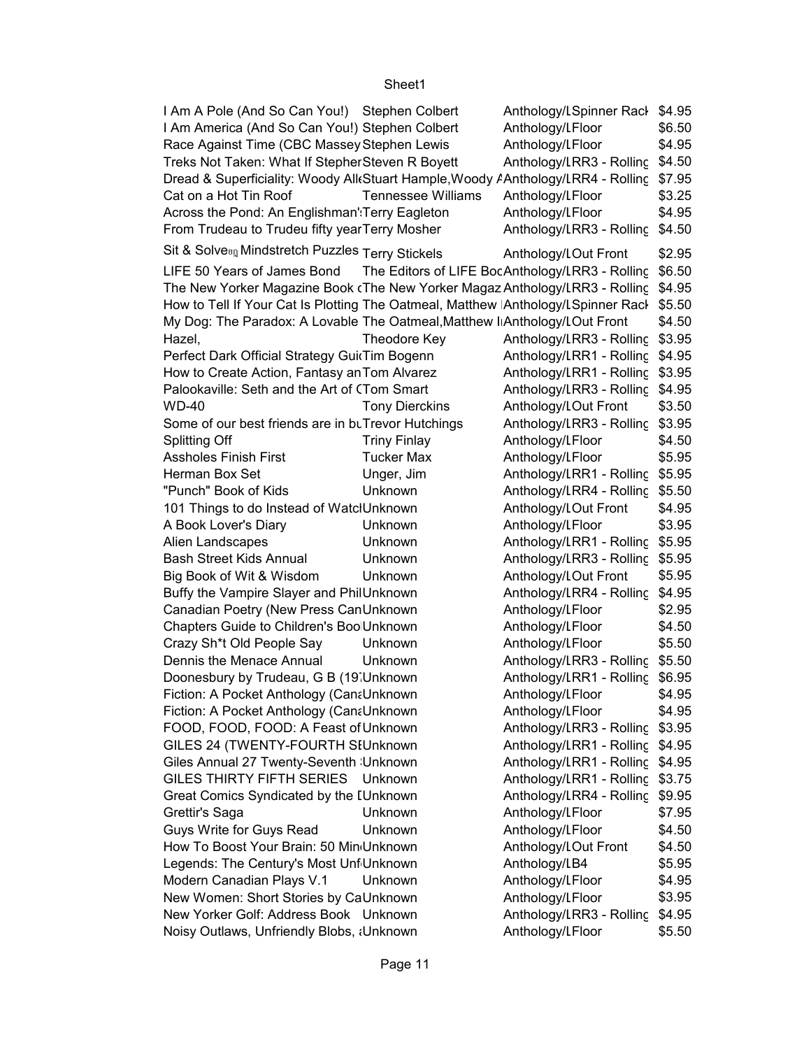| | | | |
|---|---|---|---|
| I Am A Pole (And So Can You!) | Stephen Colbert | Anthology/LSpinner Rack | $4.95 |
| I Am America (And So Can You!) | Stephen Colbert | Anthology/LFloor | $6.50 |
| Race Against Time (CBC Massey | Stephen Lewis | Anthology/LFloor | $4.95 |
| Treks Not Taken: What If Stepher | Steven R Boyett | Anthology/LRR3 - Rolling | $4.50 |
| Dread & Superficiality: Woody Alle | Stuart Hample,Woody A | Anthology/LRR4 - Rolling | $7.95 |
| Cat on a Hot Tin Roof | Tennessee Williams | Anthology/LFloor | $3.25 |
| Across the Pond: An Englishman's | Terry Eagleton | Anthology/LFloor | $4.95 |
| From Trudeau to Trudeu fifty year | Terry Mosher | Anthology/LRR3 - Rolling | $4.50 |
| Sit & Solve Mindstretch Puzzles | Terry Stickels | Anthology/LOut Front | $2.95 |
| LIFE 50 Years of James Bond | The Editors of LIFE Boo | Anthology/LRR3 - Rolling | $6.50 |
| The New Yorker Magazine Book o | The New Yorker Magaz | Anthology/LRR3 - Rolling | $4.95 |
| How to Tell If Your Cat Is Plotting | The Oatmeal, Matthew I | Anthology/LSpinner Rack | $5.50 |
| My Dog: The Paradox: A Lovable | The Oatmeal,Matthew I | Anthology/LOut Front | $4.50 |
| Hazel, | Theodore Key | Anthology/LRR3 - Rolling | $3.95 |
| Perfect Dark Official Strategy Guid | Tim Bogenn | Anthology/LRR1 - Rolling | $4.95 |
| How to Create Action, Fantasy an | Tom Alvarez | Anthology/LRR1 - Rolling | $3.95 |
| Palookaville: Seth and the Art of C | Tom Smart | Anthology/LRR3 - Rolling | $4.95 |
| WD-40 | Tony Dierckins | Anthology/LOut Front | $3.50 |
| Some of our best friends are in bu | Trevor Hutchings | Anthology/LRR3 - Rolling | $3.95 |
| Splitting Off | Triny Finlay | Anthology/LFloor | $4.50 |
| Assholes Finish First | Tucker Max | Anthology/LFloor | $5.95 |
| Herman Box Set | Unger, Jim | Anthology/LRR1 - Rolling | $5.95 |
| "Punch" Book of Kids | Unknown | Anthology/LRR4 - Rolling | $5.50 |
| 101 Things to do Instead of Watch | Unknown | Anthology/LOut Front | $4.95 |
| A Book Lover's Diary | Unknown | Anthology/LFloor | $3.95 |
| Alien Landscapes | Unknown | Anthology/LRR1 - Rolling | $5.95 |
| Bash Street Kids Annual | Unknown | Anthology/LRR3 - Rolling | $5.95 |
| Big Book of Wit & Wisdom | Unknown | Anthology/LOut Front | $5.95 |
| Buffy the Vampire Slayer and Phil | Unknown | Anthology/LRR4 - Rolling | $4.95 |
| Canadian Poetry (New Press Can | Unknown | Anthology/LFloor | $2.95 |
| Chapters Guide to Children's Boo | Unknown | Anthology/LFloor | $4.50 |
| Crazy Sh*t Old People Say | Unknown | Anthology/LFloor | $5.50 |
| Dennis the Menace Annual | Unknown | Anthology/LRR3 - Rolling | $5.50 |
| Doonesbury by Trudeau, G B (197 | Unknown | Anthology/LRR1 - Rolling | $6.95 |
| Fiction: A Pocket Anthology (Cana | Unknown | Anthology/LFloor | $4.95 |
| Fiction: A Pocket Anthology (Cana | Unknown | Anthology/LFloor | $4.95 |
| FOOD, FOOD, FOOD: A Feast of | Unknown | Anthology/LRR3 - Rolling | $3.95 |
| GILES 24 (TWENTY-FOURTH SE | Unknown | Anthology/LRR1 - Rolling | $4.95 |
| Giles Annual 27 Twenty-Seventh S | Unknown | Anthology/LRR1 - Rolling | $4.95 |
| GILES THIRTY FIFTH SERIES | Unknown | Anthology/LRR1 - Rolling | $3.75 |
| Great Comics Syndicated by the D | Unknown | Anthology/LRR4 - Rolling | $9.95 |
| Grettir's Saga | Unknown | Anthology/LFloor | $7.95 |
| Guys Write for Guys Read | Unknown | Anthology/LFloor | $4.50 |
| How To Boost Your Brain: 50 Mind | Unknown | Anthology/LOut Front | $4.50 |
| Legends: The Century's Most Unf | Unknown | Anthology/LB4 | $5.95 |
| Modern Canadian Plays V.1 | Unknown | Anthology/LFloor | $4.95 |
| New Women: Short Stories by Ca | Unknown | Anthology/LFloor | $3.95 |
| New Yorker Golf: Address Book | Unknown | Anthology/LRR3 - Rolling | $4.95 |
| Noisy Outlaws, Unfriendly Blobs, a | Unknown | Anthology/LFloor | $5.50 |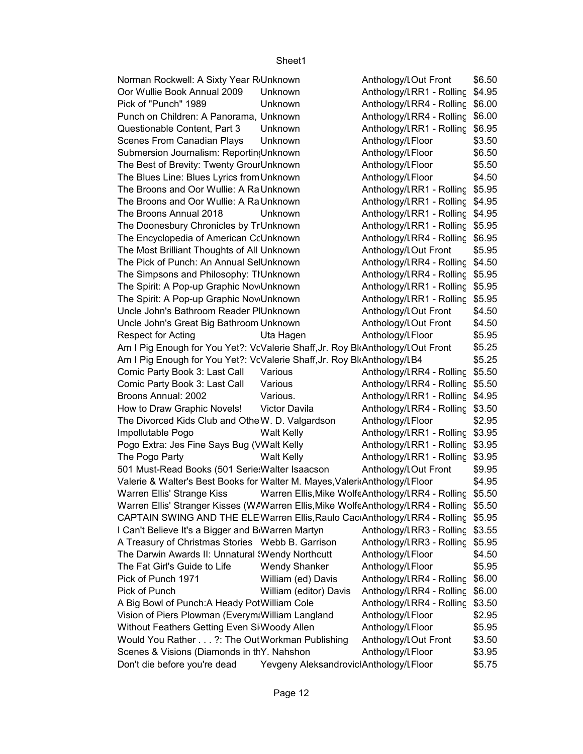| | | | |
|---|---|---|---|
| Norman Rockwell: A Sixty Year R | Unknown | Anthology/L | Out Front | $6.50 |
| Oor Wullie Book Annual 2009 | Unknown | Anthology/L | RR1 - Rolling | $4.95 |
| Pick of "Punch" 1989 | Unknown | Anthology/L | RR4 - Rolling | $6.00 |
| Punch on Children: A Panorama, | Unknown | Anthology/L | RR4 - Rolling | $6.00 |
| Questionable Content, Part 3 | Unknown | Anthology/L | RR1 - Rolling | $6.95 |
| Scenes From Canadian Plays | Unknown | Anthology/L | Floor | $3.50 |
| Submersion Journalism: Reportin | Unknown | Anthology/L | Floor | $6.50 |
| The Best of Brevity: Twenty Grou | Unknown | Anthology/L | Floor | $5.50 |
| The Blues Line: Blues Lyrics from | Unknown | Anthology/L | Floor | $4.50 |
| The Broons and Oor Wullie: A Ra | Unknown | Anthology/L | RR1 - Rolling | $5.95 |
| The Broons and Oor Wullie: A Ra | Unknown | Anthology/L | RR1 - Rolling | $4.95 |
| The Broons Annual 2018 | Unknown | Anthology/L | RR1 - Rolling | $4.95 |
| The Doonesbury Chronicles by Tr | Unknown | Anthology/L | RR1 - Rolling | $5.95 |
| The Encyclopedia of American Co | Unknown | Anthology/L | RR4 - Rolling | $6.95 |
| The Most Brilliant Thoughts of All | Unknown | Anthology/L | Out Front | $5.95 |
| The Pick of Punch: An Annual Se | Unknown | Anthology/L | RR4 - Rolling | $4.50 |
| The Simpsons and Philosophy: Th | Unknown | Anthology/L | RR4 - Rolling | $5.95 |
| The Spirit: A Pop-up Graphic Nov | Unknown | Anthology/L | RR1 - Rolling | $5.95 |
| The Spirit: A Pop-up Graphic Nov | Unknown | Anthology/L | RR1 - Rolling | $5.95 |
| Uncle John's Bathroom Reader Pl | Unknown | Anthology/L | Out Front | $4.50 |
| Uncle John's Great Big Bathroom | Unknown | Anthology/L | Out Front | $4.50 |
| Respect for Acting | Uta Hagen | Anthology/L | Floor | $5.95 |
| Am I Pig Enough for You Yet?: Vo | Valerie Shaff,Jr. Roy Bl | Anthology/L | Out Front | $5.25 |
| Am I Pig Enough for You Yet?: Vo | Valerie Shaff,Jr. Roy Bl | Anthology/L | B4 | $5.25 |
| Comic Party Book 3: Last Call | Various | Anthology/L | RR4 - Rolling | $5.50 |
| Comic Party Book 3: Last Call | Various | Anthology/L | RR4 - Rolling | $5.50 |
| Broons Annual: 2002 | Various. | Anthology/L | RR1 - Rolling | $4.95 |
| How to Draw Graphic Novels! | Victor Davila | Anthology/L | RR4 - Rolling | $3.50 |
| The Divorced Kids Club and Othe | W. D. Valgardson | Anthology/L | Floor | $2.95 |
| Impollutable Pogo | Walt Kelly | Anthology/L | RR1 - Rolling | $3.95 |
| Pogo Extra: Jes Fine Says Bug (V | Walt Kelly | Anthology/L | RR1 - Rolling | $3.95 |
| The Pogo Party | Walt Kelly | Anthology/L | RR1 - Rolling | $3.95 |
| 501 Must-Read Books (501 Serie | Walter Isaacson | Anthology/L | Out Front | $9.95 |
| Valerie & Walter's Best Books for | Walter M. Mayes,Valeri | Anthology/L | Floor | $4.95 |
| Warren Ellis' Strange Kiss | Warren Ellis,Mike Wolfe | Anthology/L | RR4 - Rolling | $5.50 |
| Warren Ellis' Stranger Kisses (W | Warren Ellis,Mike Wolfe | Anthology/L | RR4 - Rolling | $5.50 |
| CAPTAIN SWING AND THE ELE | Warren Ellis,Raulo Cac | Anthology/L | RR4 - Rolling | $5.95 |
| I Can't Believe It's a Bigger and B | Warren Martyn | Anthology/L | RR3 - Rolling | $3.55 |
| A Treasury of Christmas Stories | Webb B. Garrison | Anthology/L | RR3 - Rolling | $5.95 |
| The Darwin Awards II: Unnatural S | Wendy Northcutt | Anthology/L | Floor | $4.50 |
| The Fat Girl's Guide to Life | Wendy Shanker | Anthology/L | Floor | $5.95 |
| Pick of Punch 1971 | William (ed) Davis | Anthology/L | RR4 - Rolling | $6.00 |
| Pick of Punch | William (editor) Davis | Anthology/L | RR4 - Rolling | $6.00 |
| A Big Bowl of Punch:A Heady Pot | William Cole | Anthology/L | RR4 - Rolling | $3.50 |
| Vision of Piers Plowman (Everyma | William Langland | Anthology/L | Floor | $2.95 |
| Without Feathers Getting Even Si | Woody Allen | Anthology/L | Floor | $5.95 |
| Would You Rather . . . ?: The Out | Workman Publishing | Anthology/L | Out Front | $3.50 |
| Scenes & Visions (Diamonds in th | Y. Nahshon | Anthology/L | Floor | $3.95 |
| Don't die before you're dead | Yevgeny Aleksandrovic | Anthology/L | Floor | $5.75 |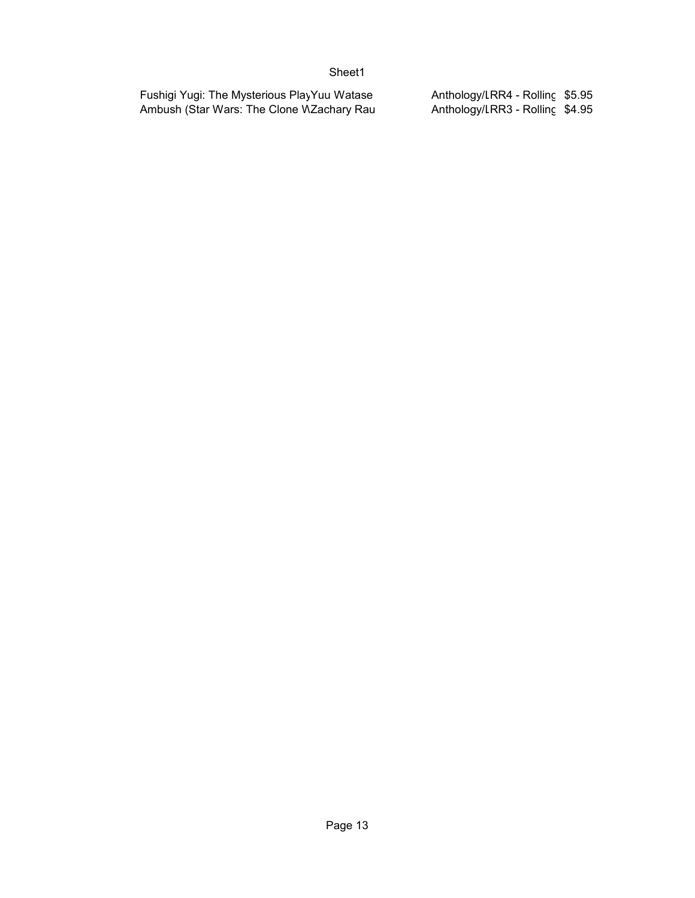| | | | |
|---|---|---|---|
| Fushigi Yugi: The Mysterious Play | Yuu Watase | Anthology/LRR4 - Rolling | $5.95 |
| Ambush (Star Wars: The Clone W | Zachary Rau | Anthology/LRR3 - Rolling | $4.95 |